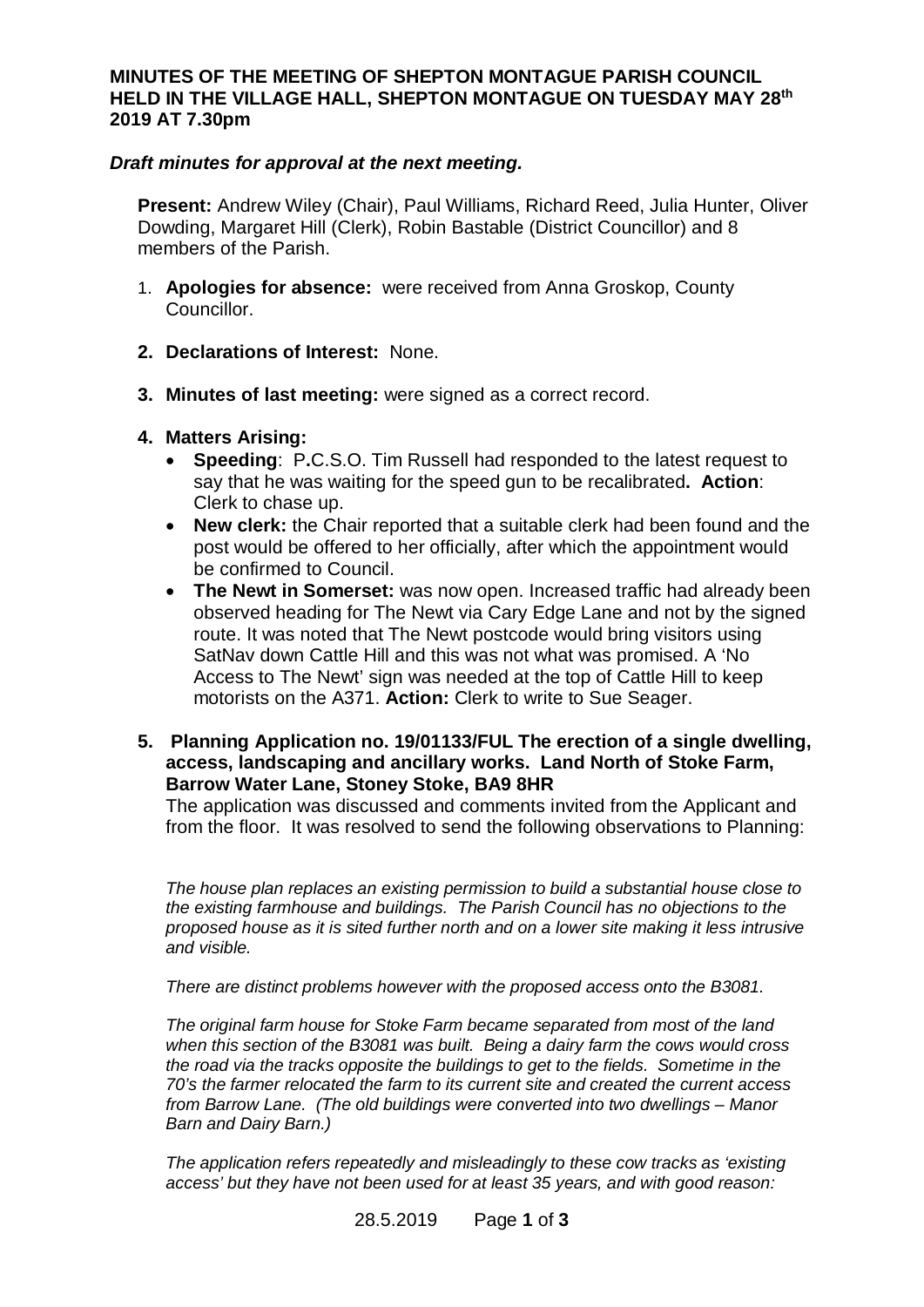**MINUTES OF THE MEETING OF SHEPTON MONTAGUE PARISH COUNCIL HELD IN THE VILLAGE HALL, SHEPTON MONTAGUE ON TUESDAY MAY 28th 2019 AT 7.30pm**

***Draft minutes for approval at the next meeting.***

**Present:** Andrew Wiley (Chair), Paul Williams, Richard Reed, Julia Hunter, Oliver Dowding, Margaret Hill (Clerk), Robin Bastable (District Councillor) and 8 members of the Parish.

1. **Apologies for absence:** were received from Anna Groskop, County Councillor.
2. **Declarations of Interest:** None.
3. **Minutes of last meeting:** were signed as a correct record.
4. **Matters Arising:**
   - **Speeding**: P.C.S.O. Tim Russell had responded to the latest request to say that he was waiting for the speed gun to be recalibrated. **Action**: Clerk to chase up.
   - **New clerk:** the Chair reported that a suitable clerk had been found and the post would be offered to her officially, after which the appointment would be confirmed to Council.
   - **The Newt in Somerset:** was now open. Increased traffic had already been observed heading for The Newt via Cary Edge Lane and not by the signed route. It was noted that The Newt postcode would bring visitors using SatNav down Cattle Hill and this was not what was promised. A 'No Access to The Newt' sign was needed at the top of Cattle Hill to keep motorists on the A371. **Action:** Clerk to write to Sue Seager.
5. **Planning Application no. 19/01133/FUL The erection of a single dwelling, access, landscaping and ancillary works. Land North of Stoke Farm, Barrow Water Lane, Stoney Stoke, BA9 8HR**

   The application was discussed and comments invited from the Applicant and from the floor. It was resolved to send the following observations to Planning:

   *The house plan replaces an existing permission to build a substantial house close to the existing farmhouse and buildings. The Parish Council has no objections to the proposed house as it is sited further north and on a lower site making it less intrusive and visible.*

   *There are distinct problems however with the proposed access onto the B3081.*

   *The original farm house for Stoke Farm became separated from most of the land when this section of the B3081 was built. Being a dairy farm the cows would cross the road via the tracks opposite the buildings to get to the fields. Sometime in the 70's the farmer relocated the farm to its current site and created the current access from Barrow Lane. (The old buildings were converted into two dwellings – Manor Barn and Dairy Barn.)*

   *The application refers repeatedly and misleadingly to these cow tracks as 'existing access' but they have not been used for at least 35 years, and with good reason:*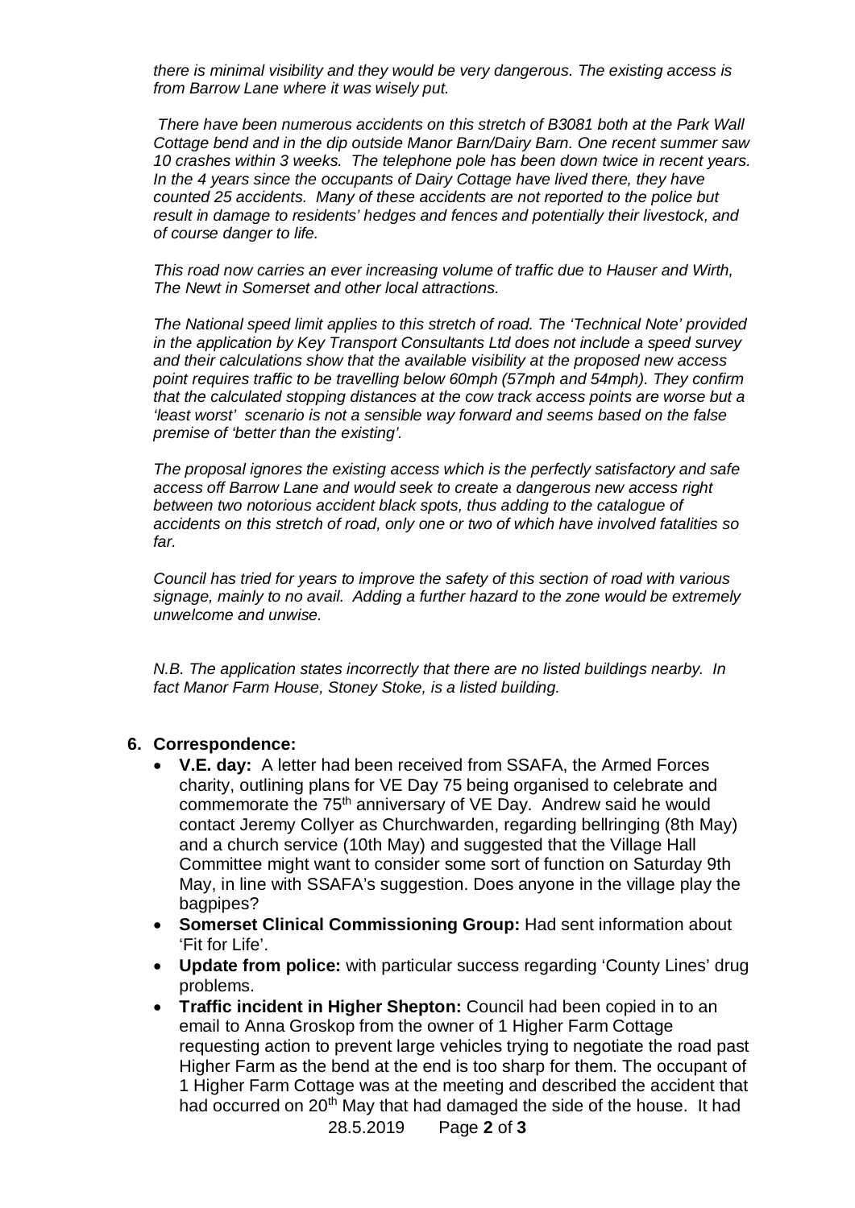*there is minimal visibility and they would be very dangerous. The existing access is from Barrow Lane where it was wisely put.*

*There have been numerous accidents on this stretch of B3081 both at the Park Wall Cottage bend and in the dip outside Manor Barn/Dairy Barn. One recent summer saw 10 crashes within 3 weeks. The telephone pole has been down twice in recent years. In the 4 years since the occupants of Dairy Cottage have lived there, they have counted 25 accidents. Many of these accidents are not reported to the police but result in damage to residents' hedges and fences and potentially their livestock, and of course danger to life.*

*This road now carries an ever increasing volume of traffic due to Hauser and Wirth, The Newt in Somerset and other local attractions.*

*The National speed limit applies to this stretch of road. The 'Technical Note' provided in the application by Key Transport Consultants Ltd does not include a speed survey and their calculations show that the available visibility at the proposed new access point requires traffic to be travelling below 60mph (57mph and 54mph). They confirm that the calculated stopping distances at the cow track access points are worse but a 'least worst' scenario is not a sensible way forward and seems based on the false premise of 'better than the existing'.*

*The proposal ignores the existing access which is the perfectly satisfactory and safe access off Barrow Lane and would seek to create a dangerous new access right between two notorious accident black spots, thus adding to the catalogue of accidents on this stretch of road, only one or two of which have involved fatalities so far.*

*Council has tried for years to improve the safety of this section of road with various signage, mainly to no avail. Adding a further hazard to the zone would be extremely unwelcome and unwise.*

*N.B. The application states incorrectly that there are no listed buildings nearby. In fact Manor Farm House, Stoney Stoke, is a listed building.*

## 6. Correspondence:

- **V.E. day:** A letter had been received from SSAFA, the Armed Forces charity, outlining plans for VE Day 75 being organised to celebrate and commemorate the 75th anniversary of VE Day. Andrew said he would contact Jeremy Collyer as Churchwarden, regarding bellringing (8th May) and a church service (10th May) and suggested that the Village Hall Committee might want to consider some sort of function on Saturday 9th May, in line with SSAFA's suggestion. Does anyone in the village play the bagpipes?
- **Somerset Clinical Commissioning Group:** Had sent information about 'Fit for Life'.
- **Update from police:** with particular success regarding 'County Lines' drug problems.
- **Traffic incident in Higher Shepton:** Council had been copied in to an email to Anna Groskop from the owner of 1 Higher Farm Cottage requesting action to prevent large vehicles trying to negotiate the road past Higher Farm as the bend at the end is too sharp for them. The occupant of 1 Higher Farm Cottage was at the meeting and described the accident that had occurred on 20th May that had damaged the side of the house. It had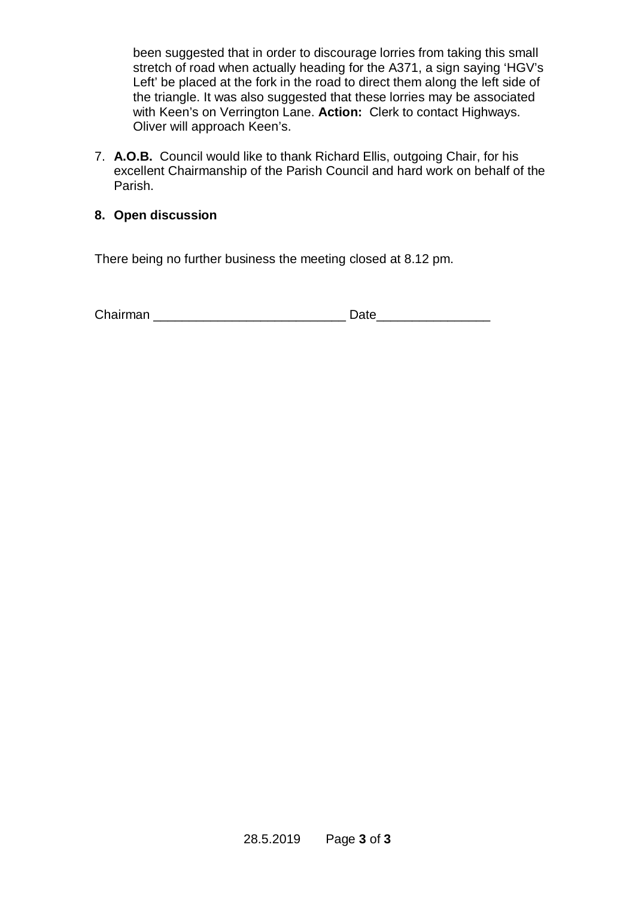been suggested that in order to discourage lorries from taking this small stretch of road when actually heading for the A371, a sign saying 'HGV's Left' be placed at the fork in the road to direct them along the left side of the triangle. It was also suggested that these lorries may be associated with Keen's on Verrington Lane. **Action:** Clerk to contact Highways. Oliver will approach Keen's.

7. **A.O.B.** Council would like to thank Richard Ellis, outgoing Chair, for his excellent Chairmanship of the Parish Council and hard work on behalf of the Parish.

8. **Open discussion**

There being no further business the meeting closed at 8.12 pm.

Chairman ___________________________ Date________________

28.5.2019